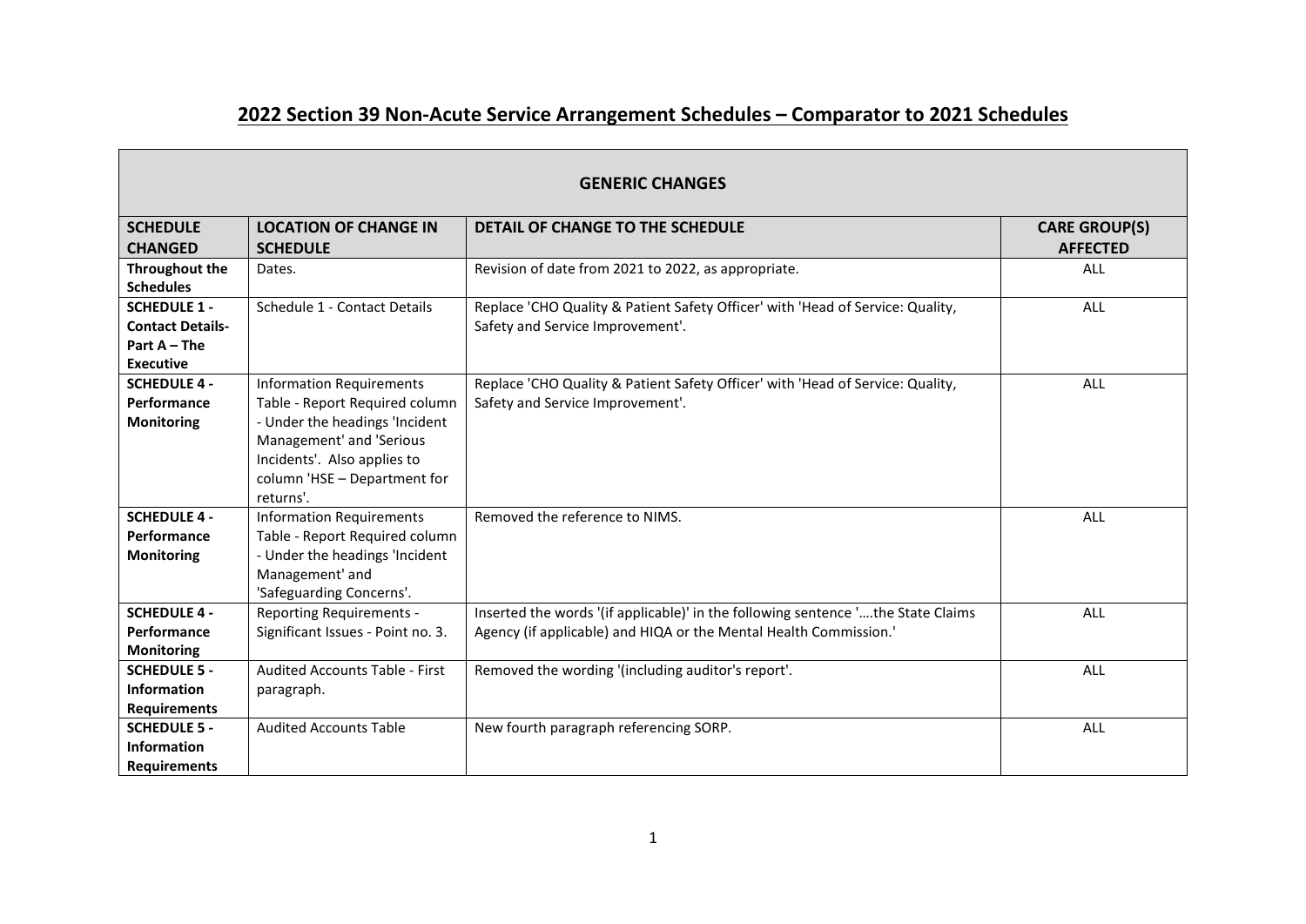# 2022 Section 39 Non-Acute Service Arrangement Schedules – Comparator to 2021 Schedules

| GENERIC CHANGES | | | |
|---|---|---|---|
| **SCHEDULE CHANGED** | **LOCATION OF CHANGE IN SCHEDULE** | **DETAIL OF CHANGE TO THE SCHEDULE** | **CARE GROUP(S) AFFECTED** |
| **Throughout the Schedules** | Dates. | Revision of date from 2021 to 2022, as appropriate. | ALL |
| **SCHEDULE 1 - Contact Details- Part A – The Executive** | Schedule 1 - Contact Details | Replace 'CHO Quality & Patient Safety Officer' with 'Head of Service: Quality, Safety and Service Improvement'. | ALL |
| **SCHEDULE 4 - Performance Monitoring** | Information Requirements Table - Report Required column - Under the headings 'Incident Management' and 'Serious Incidents'. Also applies to column 'HSE – Department for returns'. | Replace 'CHO Quality & Patient Safety Officer' with 'Head of Service: Quality, Safety and Service Improvement'. | ALL |
| **SCHEDULE 4 - Performance Monitoring** | Information Requirements Table - Report Required column - Under the headings 'Incident Management' and 'Safeguarding Concerns'. | Removed the reference to NIMS. | ALL |
| **SCHEDULE 4 - Performance Monitoring** | Reporting Requirements - Significant Issues - Point no. 3. | Inserted the words '(if applicable)' in the following sentence '….the State Claims Agency (if applicable) and HIQA or the Mental Health Commission.' | ALL |
| **SCHEDULE 5 - Information Requirements** | Audited Accounts Table - First paragraph. | Removed the wording '(including auditor's report'. | ALL |
| **SCHEDULE 5 - Information Requirements** | Audited Accounts Table | New fourth paragraph referencing SORP. | ALL |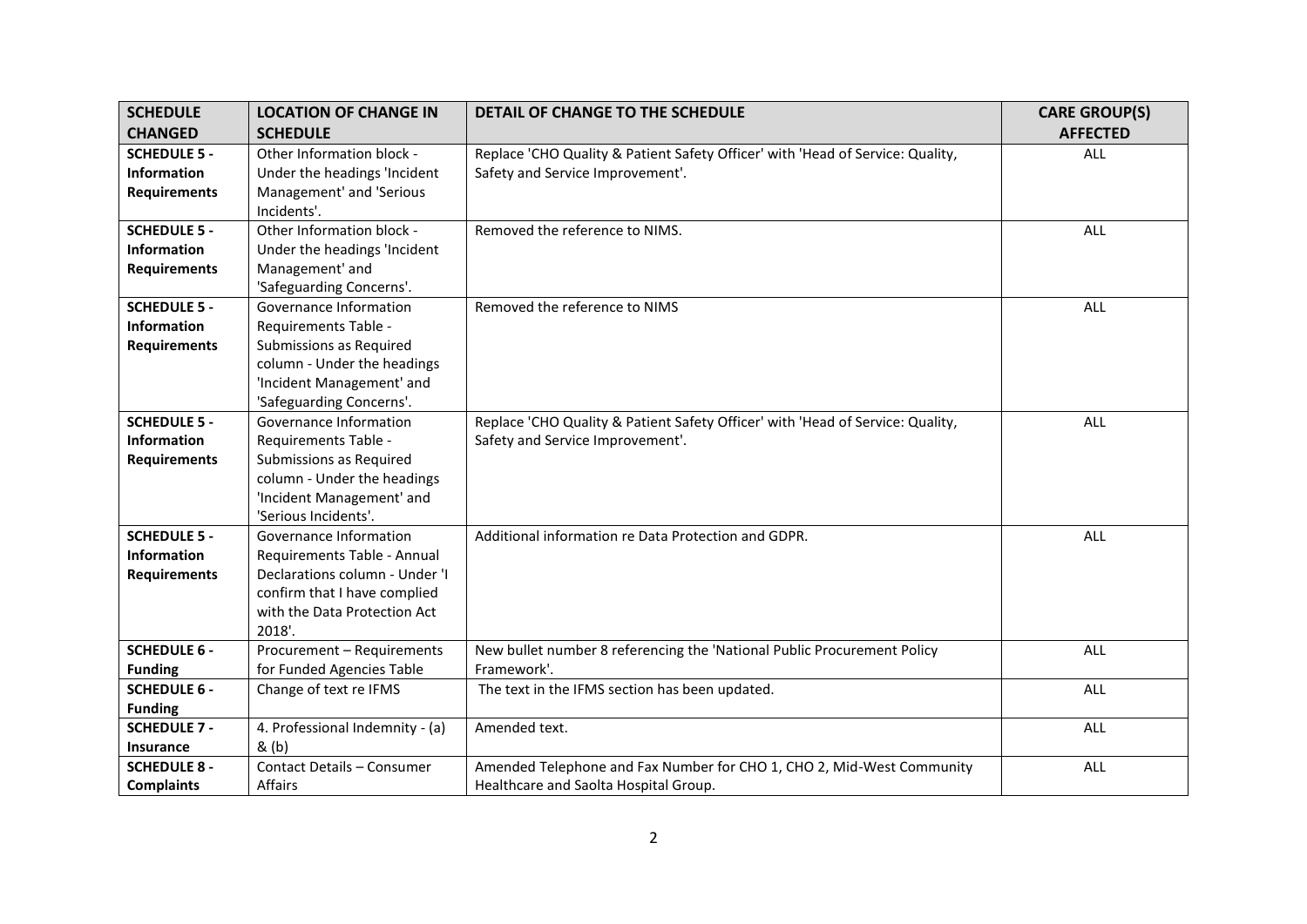| SCHEDULE CHANGED | LOCATION OF CHANGE IN SCHEDULE | DETAIL OF CHANGE TO THE SCHEDULE | CARE GROUP(S) AFFECTED |
|---|---|---|---|
| **SCHEDULE 5 - Information Requirements** | Other Information block - Under the headings 'Incident Management' and 'Serious Incidents'. | Replace 'CHO Quality & Patient Safety Officer' with 'Head of Service: Quality, Safety and Service Improvement'. | ALL |
| **SCHEDULE 5 - Information Requirements** | Other Information block - Under the headings 'Incident Management' and 'Safeguarding Concerns'. | Removed the reference to NIMS. | ALL |
| **SCHEDULE 5 - Information Requirements** | Governance Information Requirements Table - Submissions as Required column - Under the headings 'Incident Management' and 'Safeguarding Concerns'. | Removed the reference to NIMS | ALL |
| **SCHEDULE 5 - Information Requirements** | Governance Information Requirements Table - Submissions as Required column - Under the headings 'Incident Management' and 'Serious Incidents'. | Replace 'CHO Quality & Patient Safety Officer' with 'Head of Service: Quality, Safety and Service Improvement'. | ALL |
| **SCHEDULE 5 - Information Requirements** | Governance Information Requirements Table - Annual Declarations column - Under 'I confirm that I have complied with the Data Protection Act 2018'. | Additional information re Data Protection and GDPR. | ALL |
| **SCHEDULE 6 - Funding** | Procurement – Requirements for Funded Agencies Table | New bullet number 8 referencing the 'National Public Procurement Policy Framework'. | ALL |
| **SCHEDULE 6 - Funding** | Change of text re IFMS | The text in the IFMS section has been updated. | ALL |
| **SCHEDULE 7 - Insurance** | 4. Professional Indemnity - (a) & (b) | Amended text. | ALL |
| **SCHEDULE 8 - Complaints** | Contact Details – Consumer Affairs | Amended Telephone and Fax Number for CHO 1, CHO 2, Mid-West Community Healthcare and Saolta Hospital Group. | ALL |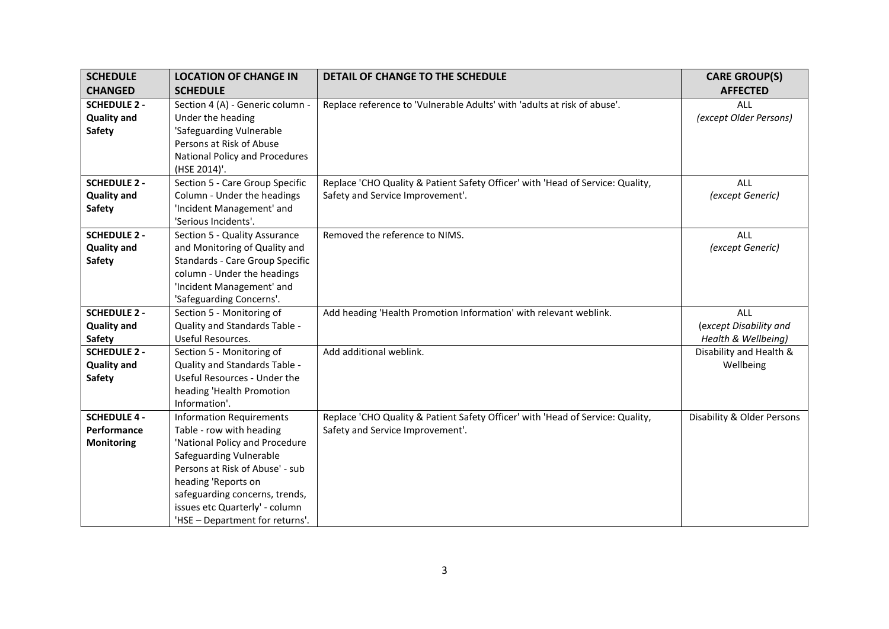| SCHEDULE CHANGED | LOCATION OF CHANGE IN SCHEDULE | DETAIL OF CHANGE TO THE SCHEDULE | CARE GROUP(S) AFFECTED |
|---|---|---|---|
| **SCHEDULE 2 - Quality and Safety** | Section 4 (A) - Generic column - Under the heading 'Safeguarding Vulnerable Persons at Risk of Abuse National Policy and Procedures (HSE 2014)'. | Replace reference to 'Vulnerable Adults' with 'adults at risk of abuse'. | ALL *(except Older Persons)* |
| **SCHEDULE 2 - Quality and Safety** | Section 5 - Care Group Specific Column - Under the headings 'Incident Management' and 'Serious Incidents'. | Replace 'CHO Quality & Patient Safety Officer' with 'Head of Service: Quality, Safety and Service Improvement'. | ALL *(except Generic)* |
| **SCHEDULE 2 - Quality and Safety** | Section 5 - Quality Assurance and Monitoring of Quality and Standards - Care Group Specific column - Under the headings 'Incident Management' and 'Safeguarding Concerns'. | Removed the reference to NIMS. | ALL *(except Generic)* |
| **SCHEDULE 2 - Quality and Safety** | Section 5 - Monitoring of Quality and Standards Table - Useful Resources. | Add heading 'Health Promotion Information' with relevant weblink. | ALL (*except Disability and Health & Wellbeing)* |
| **SCHEDULE 2 - Quality and Safety** | Section 5 - Monitoring of Quality and Standards Table - Useful Resources - Under the heading 'Health Promotion Information'. | Add additional weblink. | Disability and Health & Wellbeing |
| **SCHEDULE 4 - Performance Monitoring** | Information Requirements Table - row with heading 'National Policy and Procedure Safeguarding Vulnerable Persons at Risk of Abuse' - sub heading 'Reports on safeguarding concerns, trends, issues etc Quarterly' - column 'HSE – Department for returns'. | Replace 'CHO Quality & Patient Safety Officer' with 'Head of Service: Quality, Safety and Service Improvement'. | Disability & Older Persons |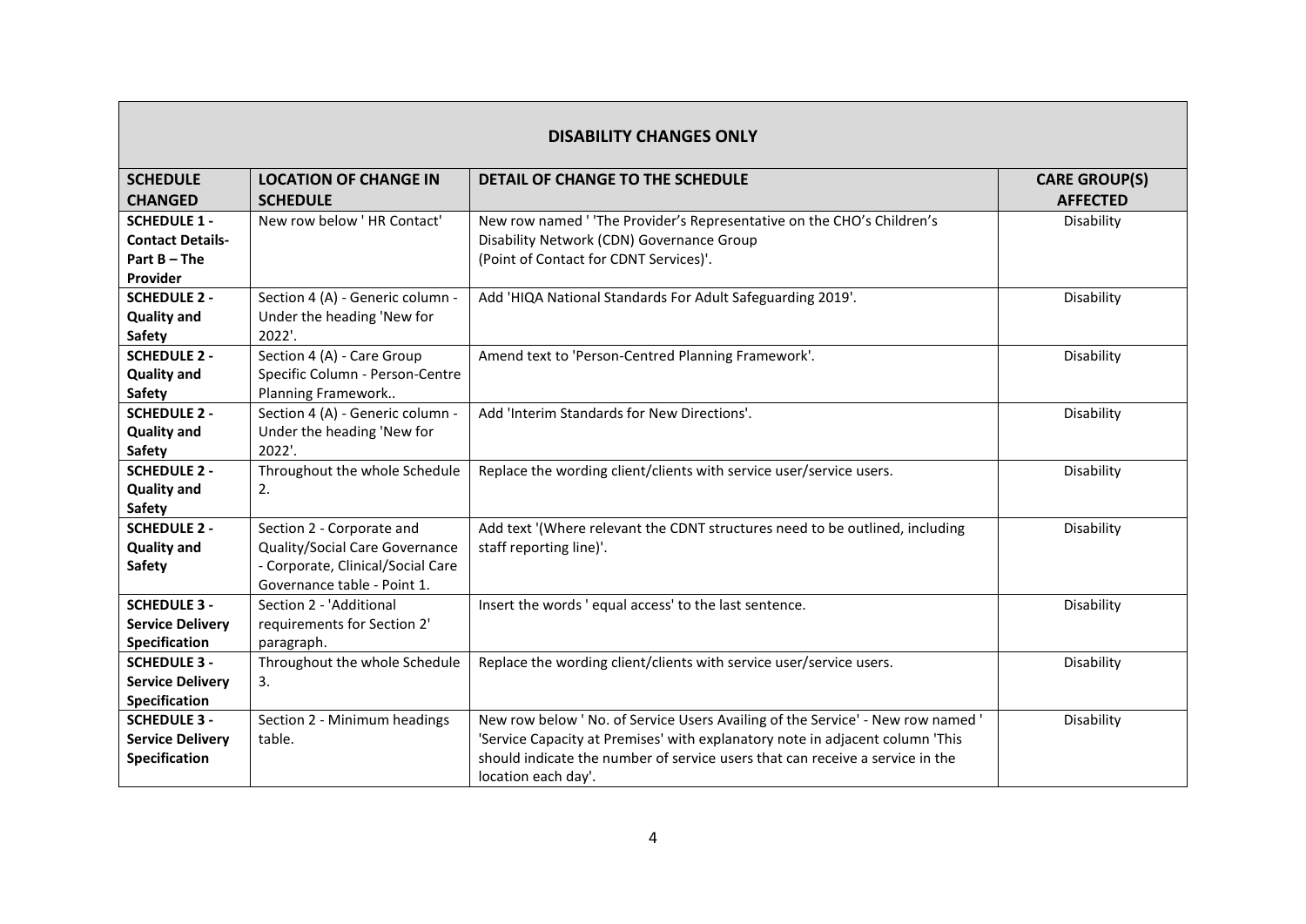| DISABILITY CHANGES ONLY | | | |
|---|---|---|---|
| **SCHEDULE CHANGED** | **LOCATION OF CHANGE IN SCHEDULE** | **DETAIL OF CHANGE TO THE SCHEDULE** | **CARE GROUP(S) AFFECTED** |
| **SCHEDULE 1 - Contact Details- Part B – The Provider** | New row below ' HR Contact' | New row named ' 'The Provider's Representative on the CHO's Children's Disability Network (CDN) Governance Group (Point of Contact for CDNT Services)'. | Disability |
| **SCHEDULE 2 - Quality and Safety** | Section 4 (A) - Generic column - Under the heading 'New for 2022'. | Add 'HIQA National Standards For Adult Safeguarding 2019'. | Disability |
| **SCHEDULE 2 - Quality and Safety** | Section 4 (A) - Care Group Specific Column - Person-Centre Planning Framework.. | Amend text to 'Person-Centred Planning Framework'. | Disability |
| **SCHEDULE 2 - Quality and Safety** | Section 4 (A) - Generic column - Under the heading 'New for 2022'. | Add 'Interim Standards for New Directions'. | Disability |
| **SCHEDULE 2 - Quality and Safety** | Throughout the whole Schedule 2. | Replace the wording client/clients with service user/service users. | Disability |
| **SCHEDULE 2 - Quality and Safety** | Section 2 - Corporate and Quality/Social Care Governance - Corporate, Clinical/Social Care Governance table - Point 1. | Add text '(Where relevant the CDNT structures need to be outlined, including staff reporting line)'. | Disability |
| **SCHEDULE 3 - Service Delivery Specification** | Section 2 - 'Additional requirements for Section 2' paragraph. | Insert the words ' equal access' to the last sentence. | Disability |
| **SCHEDULE 3 - Service Delivery Specification** | Throughout the whole Schedule 3. | Replace the wording client/clients with service user/service users. | Disability |
| **SCHEDULE 3 - Service Delivery Specification** | Section 2 - Minimum headings table. | New row below ' No. of Service Users Availing of the Service' - New row named ' 'Service Capacity at Premises' with explanatory note in adjacent column 'This should indicate the number of service users that can receive a service in the location each day'. | Disability |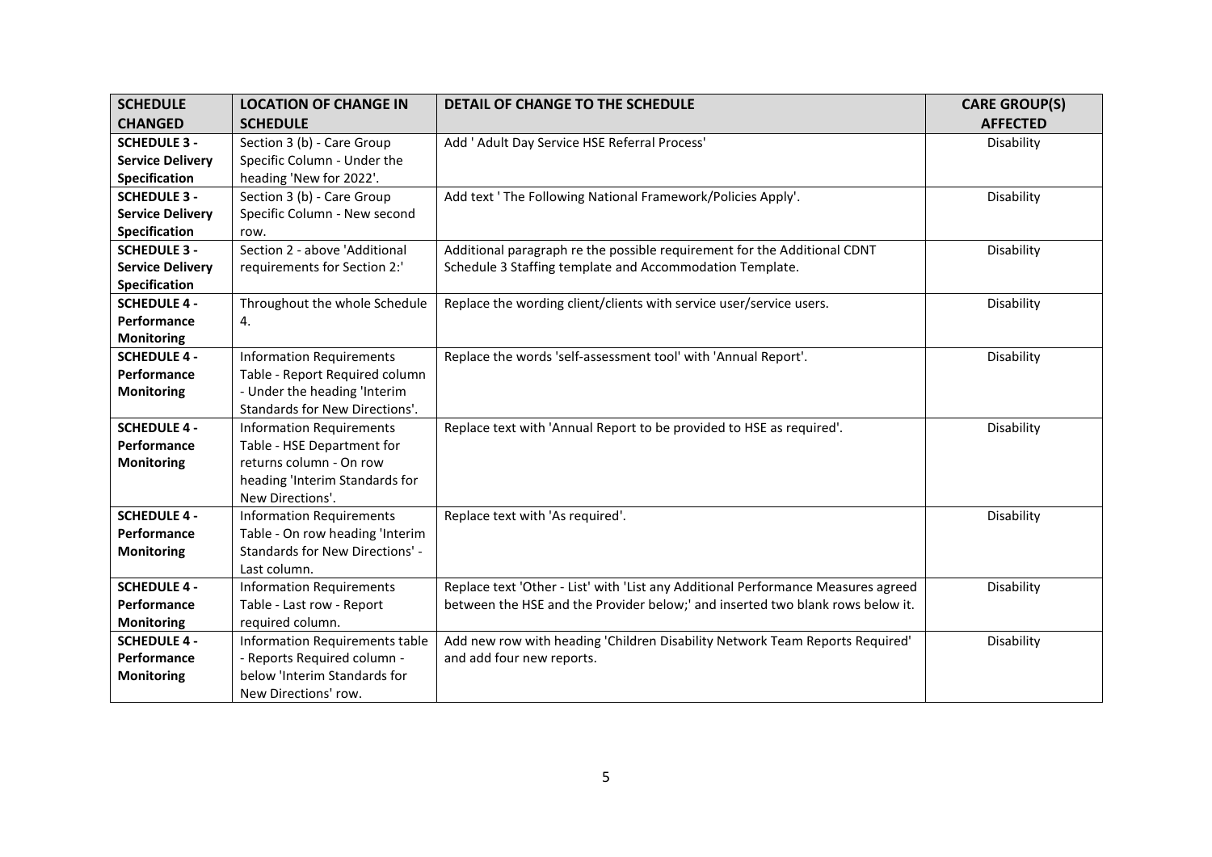| SCHEDULE CHANGED | LOCATION OF CHANGE IN SCHEDULE | DETAIL OF CHANGE TO THE SCHEDULE | CARE GROUP(S) AFFECTED |
|---|---|---|---|
| **SCHEDULE 3 - Service Delivery Specification** | Section 3 (b) - Care Group Specific Column - Under the heading 'New for 2022'. | Add ' Adult Day Service HSE Referral Process' | Disability |
| **SCHEDULE 3 - Service Delivery Specification** | Section 3 (b) - Care Group Specific Column - New second row. | Add text ' The Following National Framework/Policies Apply'. | Disability |
| **SCHEDULE 3 - Service Delivery Specification** | Section 2 - above 'Additional requirements for Section 2:' | Additional paragraph re the possible requirement for the Additional CDNT Schedule 3 Staffing template and Accommodation Template. | Disability |
| **SCHEDULE 4 - Performance Monitoring** | Throughout the whole Schedule 4. | Replace the wording client/clients with service user/service users. | Disability |
| **SCHEDULE 4 - Performance Monitoring** | Information Requirements Table - Report Required column - Under the heading 'Interim Standards for New Directions'. | Replace the words 'self-assessment tool' with 'Annual Report'. | Disability |
| **SCHEDULE 4 - Performance Monitoring** | Information Requirements Table - HSE Department for returns column - On row heading 'Interim Standards for New Directions'. | Replace text with 'Annual Report to be provided to HSE as required'. | Disability |
| **SCHEDULE 4 - Performance Monitoring** | Information Requirements Table - On row heading 'Interim Standards for New Directions' - Last column. | Replace text with 'As required'. | Disability |
| **SCHEDULE 4 - Performance Monitoring** | Information Requirements Table - Last row - Report required column. | Replace text 'Other - List' with 'List any Additional Performance Measures agreed between the HSE and the Provider below;' and inserted two blank rows below it. | Disability |
| **SCHEDULE 4 - Performance Monitoring** | Information Requirements table - Reports Required column - below 'Interim Standards for New Directions' row. | Add new row with heading 'Children Disability Network Team Reports Required' and add four new reports. | Disability |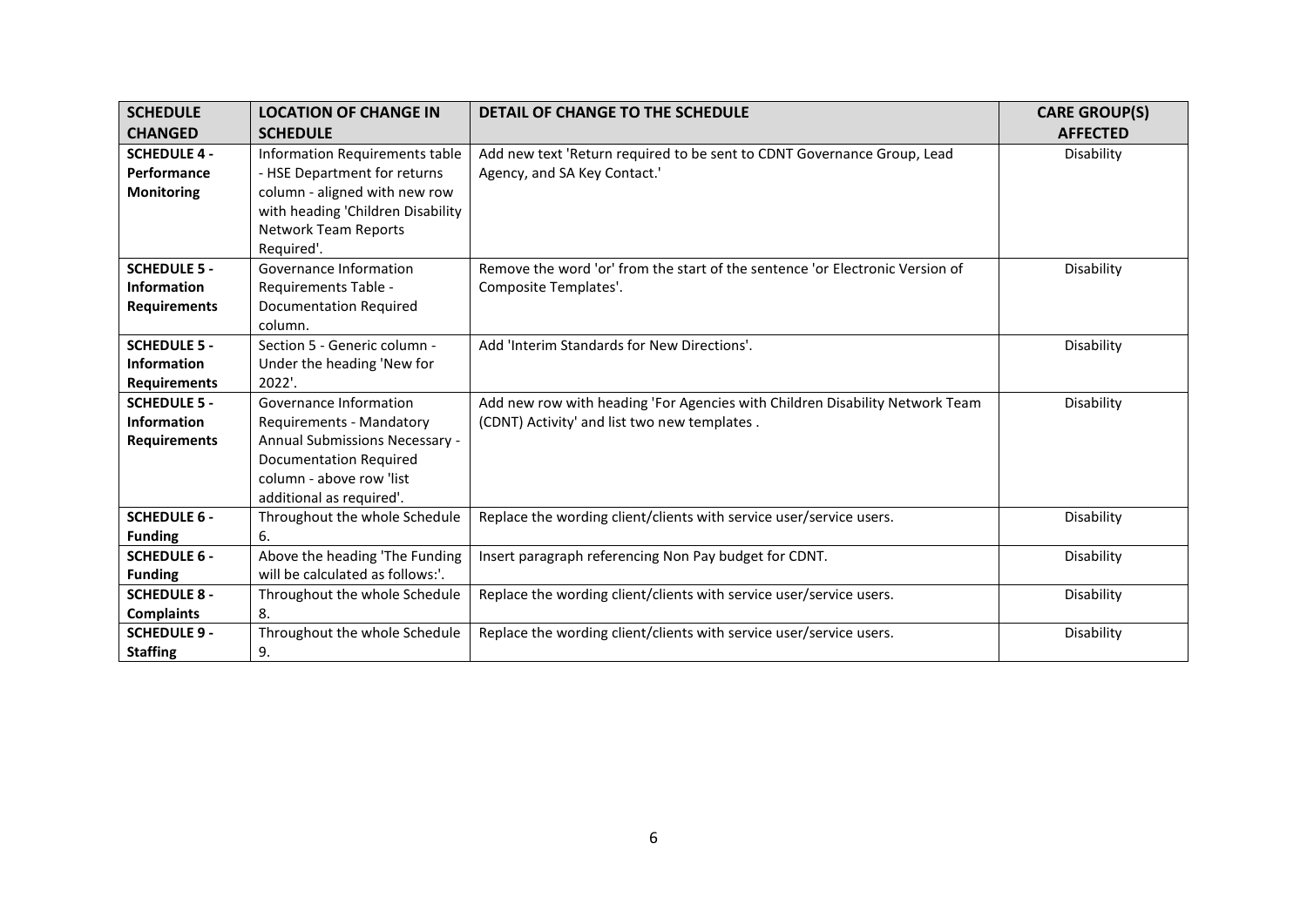| SCHEDULE CHANGED | LOCATION OF CHANGE IN SCHEDULE | DETAIL OF CHANGE TO THE SCHEDULE | CARE GROUP(S) AFFECTED |
|---|---|---|---|
| **SCHEDULE 4 - Performance Monitoring** | Information Requirements table - HSE Department for returns column - aligned with new row with heading 'Children Disability Network Team Reports Required'. | Add new text 'Return required to be sent to CDNT Governance Group, Lead Agency, and SA Key Contact.' | Disability |
| **SCHEDULE 5 - Information Requirements** | Governance Information Requirements Table - Documentation Required column. | Remove the word 'or' from the start of the sentence 'or Electronic Version of Composite Templates'. | Disability |
| **SCHEDULE 5 - Information Requirements** | Section 5 - Generic column - Under the heading 'New for 2022'. | Add 'Interim Standards for New Directions'. | Disability |
| **SCHEDULE 5 - Information Requirements** | Governance Information Requirements - Mandatory Annual Submissions Necessary - Documentation Required column - above row 'list additional as required'. | Add new row with heading 'For Agencies with Children Disability Network Team (CDNT) Activity' and list two new templates . | Disability |
| **SCHEDULE 6 - Funding** | Throughout the whole Schedule 6. | Replace the wording client/clients with service user/service users. | Disability |
| **SCHEDULE 6 - Funding** | Above the heading 'The Funding will be calculated as follows:'. | Insert paragraph referencing Non Pay budget for CDNT. | Disability |
| **SCHEDULE 8 - Complaints** | Throughout the whole Schedule 8. | Replace the wording client/clients with service user/service users. | Disability |
| **SCHEDULE 9 - Staffing** | Throughout the whole Schedule 9. | Replace the wording client/clients with service user/service users. | Disability |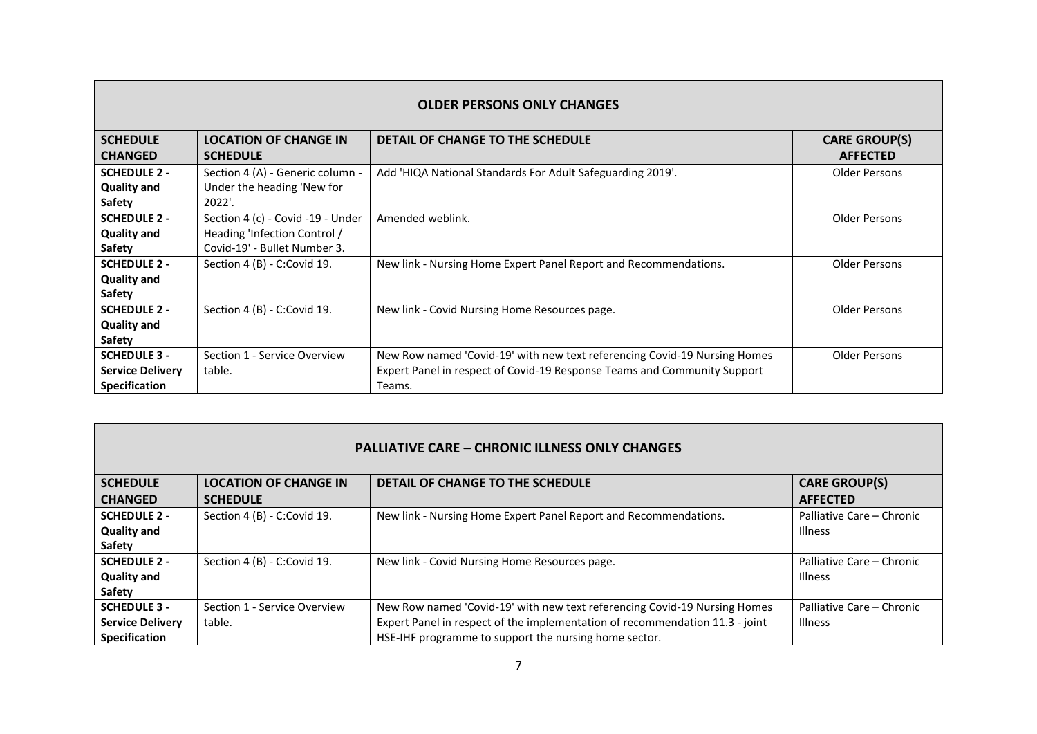## OLDER PERSONS ONLY CHANGES

| SCHEDULE CHANGED | LOCATION OF CHANGE IN SCHEDULE | DETAIL OF CHANGE TO THE SCHEDULE | CARE GROUP(S) AFFECTED |
|---|---|---|---|
| **SCHEDULE 2 - Quality and Safety** | Section 4 (A) - Generic column - Under the heading 'New for 2022'. | Add 'HIQA National Standards For Adult Safeguarding 2019'. | Older Persons |
| **SCHEDULE 2 - Quality and Safety** | Section 4 (c) - Covid -19 - Under Heading 'Infection Control / Covid-19' - Bullet Number 3. | Amended weblink. | Older Persons |
| **SCHEDULE 2 - Quality and Safety** | Section 4 (B) - C:Covid 19. | New link - Nursing Home Expert Panel Report and Recommendations. | Older Persons |
| **SCHEDULE 2 - Quality and Safety** | Section 4 (B) - C:Covid 19. | New link - Covid Nursing Home Resources page. | Older Persons |
| **SCHEDULE 3 - Service Delivery Specification** | Section 1 - Service Overview table. | New Row named 'Covid-19' with new text referencing Covid-19 Nursing Homes Expert Panel in respect of Covid-19 Response Teams and Community Support Teams. | Older Persons |

## PALLIATIVE CARE – CHRONIC ILLNESS ONLY CHANGES

| SCHEDULE CHANGED | LOCATION OF CHANGE IN SCHEDULE | DETAIL OF CHANGE TO THE SCHEDULE | CARE GROUP(S) AFFECTED |
|---|---|---|---|
| **SCHEDULE 2 - Quality and Safety** | Section 4 (B) - C:Covid 19. | New link - Nursing Home Expert Panel Report and Recommendations. | Palliative Care – Chronic Illness |
| **SCHEDULE 2 - Quality and Safety** | Section 4 (B) - C:Covid 19. | New link - Covid Nursing Home Resources page. | Palliative Care – Chronic Illness |
| **SCHEDULE 3 - Service Delivery Specification** | Section 1 - Service Overview table. | New Row named 'Covid-19' with new text referencing Covid-19 Nursing Homes Expert Panel in respect of the implementation of recommendation 11.3 - joint HSE-IHF programme to support the nursing home sector. | Palliative Care – Chronic Illness |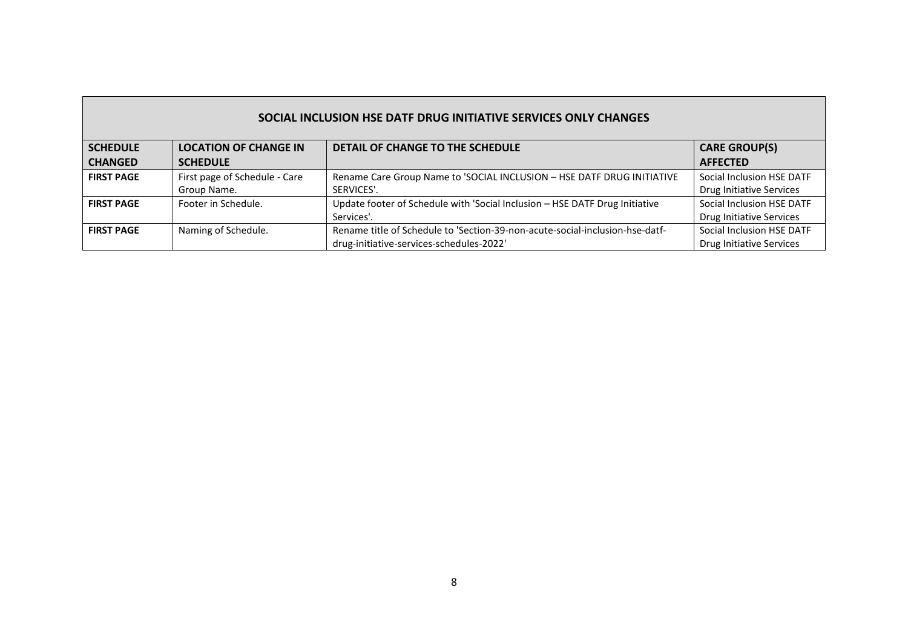| SOCIAL INCLUSION HSE DATF DRUG INITIATIVE SERVICES ONLY CHANGES | | | |
|---|---|---|---|
| **SCHEDULE CHANGED** | **LOCATION OF CHANGE IN SCHEDULE** | **DETAIL OF CHANGE TO THE SCHEDULE** | **CARE GROUP(S) AFFECTED** |
| **FIRST PAGE** | First page of Schedule - Care Group Name. | Rename Care Group Name to 'SOCIAL INCLUSION – HSE DATF DRUG INITIATIVE SERVICES'. | Social Inclusion HSE DATF Drug Initiative Services |
| **FIRST PAGE** | Footer in Schedule. | Update footer of Schedule with 'Social Inclusion – HSE DATF Drug Initiative Services'. | Social Inclusion HSE DATF Drug Initiative Services |
| **FIRST PAGE** | Naming of Schedule. | Rename title of Schedule to 'Section-39-non-acute-social-inclusion-hse-datf-drug-initiative-services-schedules-2022' | Social Inclusion HSE DATF Drug Initiative Services |